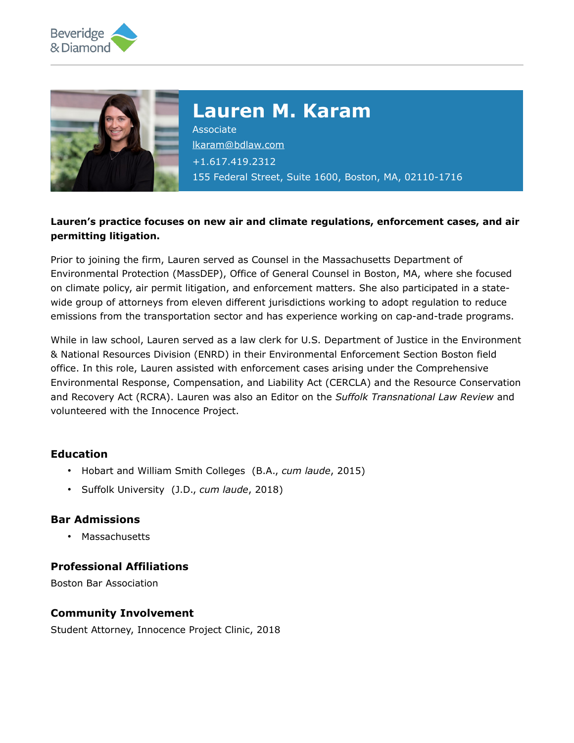Beveridge & Diamond

# Lauren M. Karam

Associate
lkaram@bdlaw.com
+1.617.419.2312
155 Federal Street, Suite 1600, Boston, MA, 02110-1716

**Lauren's practice focuses on new air and climate regulations, enforcement cases, and air permitting litigation.**

Prior to joining the firm, Lauren served as Counsel in the Massachusetts Department of Environmental Protection (MassDEP), Office of General Counsel in Boston, MA, where she focused on climate policy, air permit litigation, and enforcement matters. She also participated in a state-wide group of attorneys from eleven different jurisdictions working to adopt regulation to reduce emissions from the transportation sector and has experience working on cap-and-trade programs.

While in law school, Lauren served as a law clerk for U.S. Department of Justice in the Environment & National Resources Division (ENRD) in their Environmental Enforcement Section Boston field office. In this role, Lauren assisted with enforcement cases arising under the Comprehensive Environmental Response, Compensation, and Liability Act (CERCLA) and the Resource Conservation and Recovery Act (RCRA). Lauren was also an Editor on the *Suffolk Transnational Law Review* and volunteered with the Innocence Project.

## Education

- Hobart and William Smith Colleges (B.A., *cum laude*, 2015)
- Suffolk University (J.D., *cum laude*, 2018)

## Bar Admissions

- Massachusetts

## Professional Affiliations

Boston Bar Association

## Community Involvement

Student Attorney, Innocence Project Clinic, 2018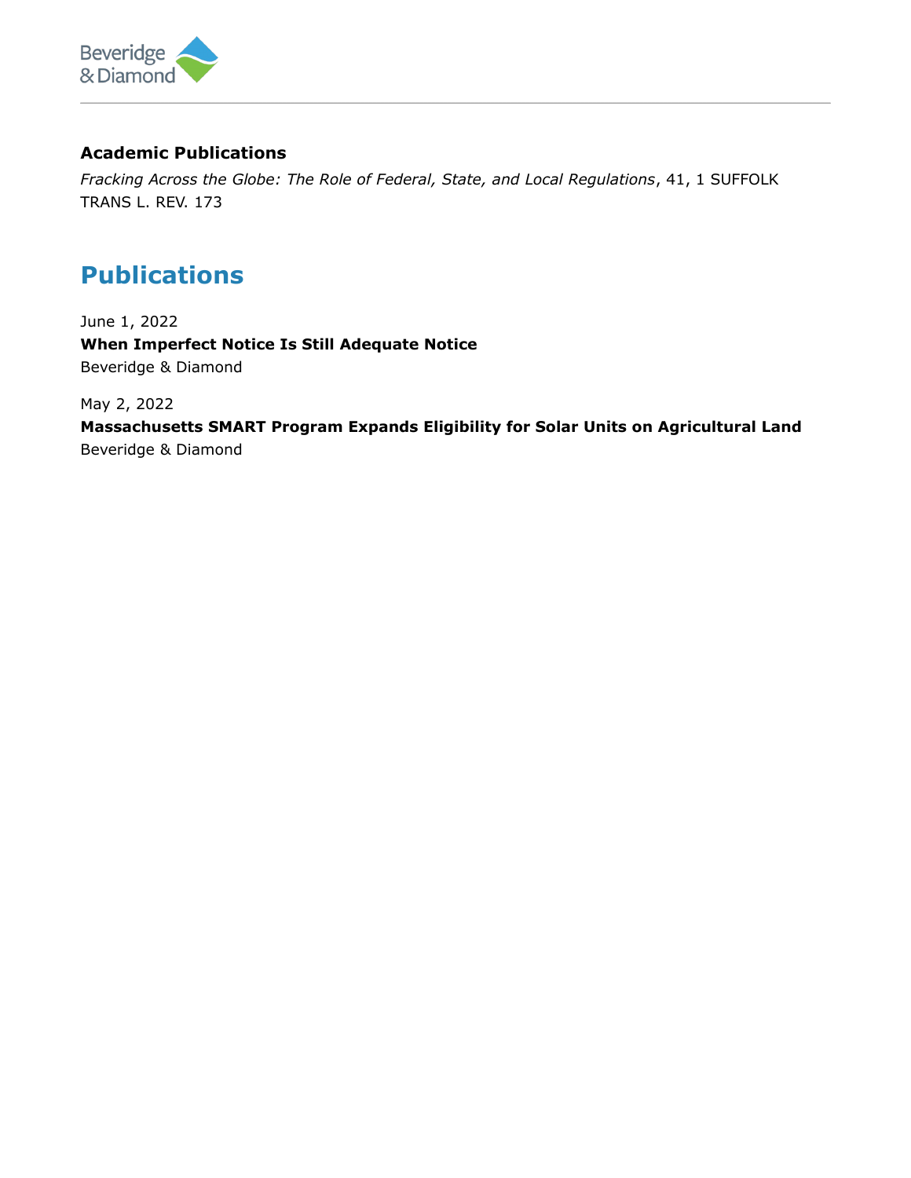### Academic Publications

*Fracking Across the Globe: The Role of Federal, State, and Local Regulations*, 41, 1 SUFFOLK TRANS L. REV. 173

## Publications

June 1, 2022
**When Imperfect Notice Is Still Adequate Notice**
Beveridge & Diamond

May 2, 2022
**Massachusetts SMART Program Expands Eligibility for Solar Units on Agricultural Land**
Beveridge & Diamond